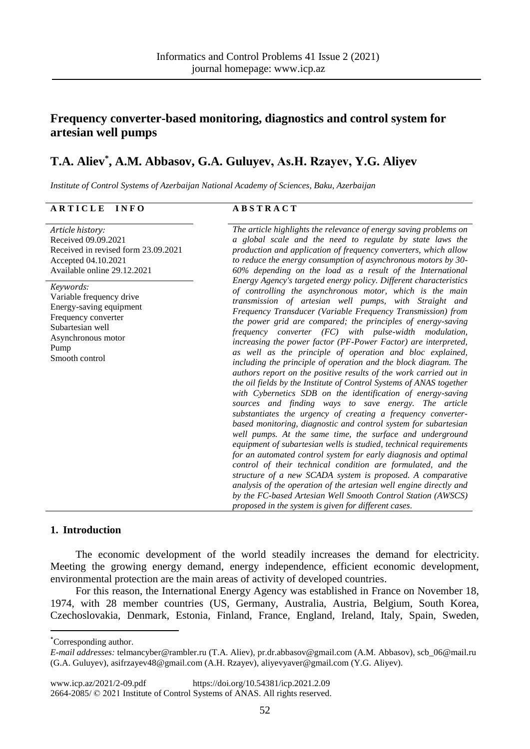# Frequency converter-based monitoring, diagnostics and control system for artesian well pumps

## T.A. Aliev*, A.M. Abbasov, G.A. Guluyev, As.H. Rzayev, Y.G. Aliyev

*Institute of Control Systems of Azerbaijan National Academy of Sciences, Baku, Azerbaijan*

**ARTICLE INFO**

*Article history:*
Received 09.09.2021
Received in revised form 23.09.2021
Accepted 04.10.2021
Available online 29.12.2021

*Keywords:*
Variable frequency drive
Energy-saving equipment
Frequency converter
Subartesian well
Asynchronous motor
Pump
Smooth control

**ABSTRACT**

*The article highlights the relevance of energy saving problems on a global scale and the need to regulate by state laws the production and application of frequency converters, which allow to reduce the energy consumption of asynchronous motors by 30-60% depending on the load as a result of the International Energy Agency's targeted energy policy. Different characteristics of controlling the asynchronous motor, which is the main transmission of artesian well pumps, with Straight and Frequency Transducer (Variable Frequency Transmission) from the power grid are compared; the principles of energy-saving frequency converter (FC) with pulse-width modulation, increasing the power factor (PF-Power Factor) are interpreted, as well as the principle of operation and bloc diagram explained, including the principle of operation and the block diagram. The authors report on the positive results of the work carried out in the oil fields by the Institute of Control Systems of ANAS together with Cybernetics SDB on the identification of energy-saving sources and finding ways to save energy. The article substantiates the urgency of creating a frequency converter-based monitoring, diagnostic and control system for subartesian well pumps. At the same time, the surface and underground equipment of subartesian wells is studied, technical requirements for an automated control system for early diagnosis and optimal control of their technical condition are formulated, and the structure of a new SCADA system is proposed. A comparative analysis of the operation of the artesian well engine directly and by the FC-based Artesian Well Smooth Control Station (AWSCS) proposed in the system is given for different cases.*

## 1. Introduction

The economic development of the world steadily increases the demand for electricity. Meeting the growing energy demand, energy independence, efficient economic development, environmental protection are the main areas of activity of developed countries.

For this reason, the International Energy Agency was established in France on November 18, 1974, with 28 member countries (US, Germany, Australia, Austria, Belgium, South Korea, Czechoslovakia, Denmark, Estonia, Finland, France, England, Ireland, Italy, Spain, Sweden,

---

*Corresponding author.

*E-mail addresses:* telmancyber@rambler.ru (T.A. Aliev), pr.dr.abbasov@gmail.com (A.M. Abbasov), scb_06@mail.ru (G.A. Guluyev), asifrzayev48@gmail.com (A.H. Rzayev), aliyevyaver@gmail.com (Y.G. Aliyev).

www.icp.az/2021/2-09.pdf https://doi.org/10.54381/icp.2021.2.09
2664-2085/ © 2021 Institute of Control Systems of ANAS. All rights reserved.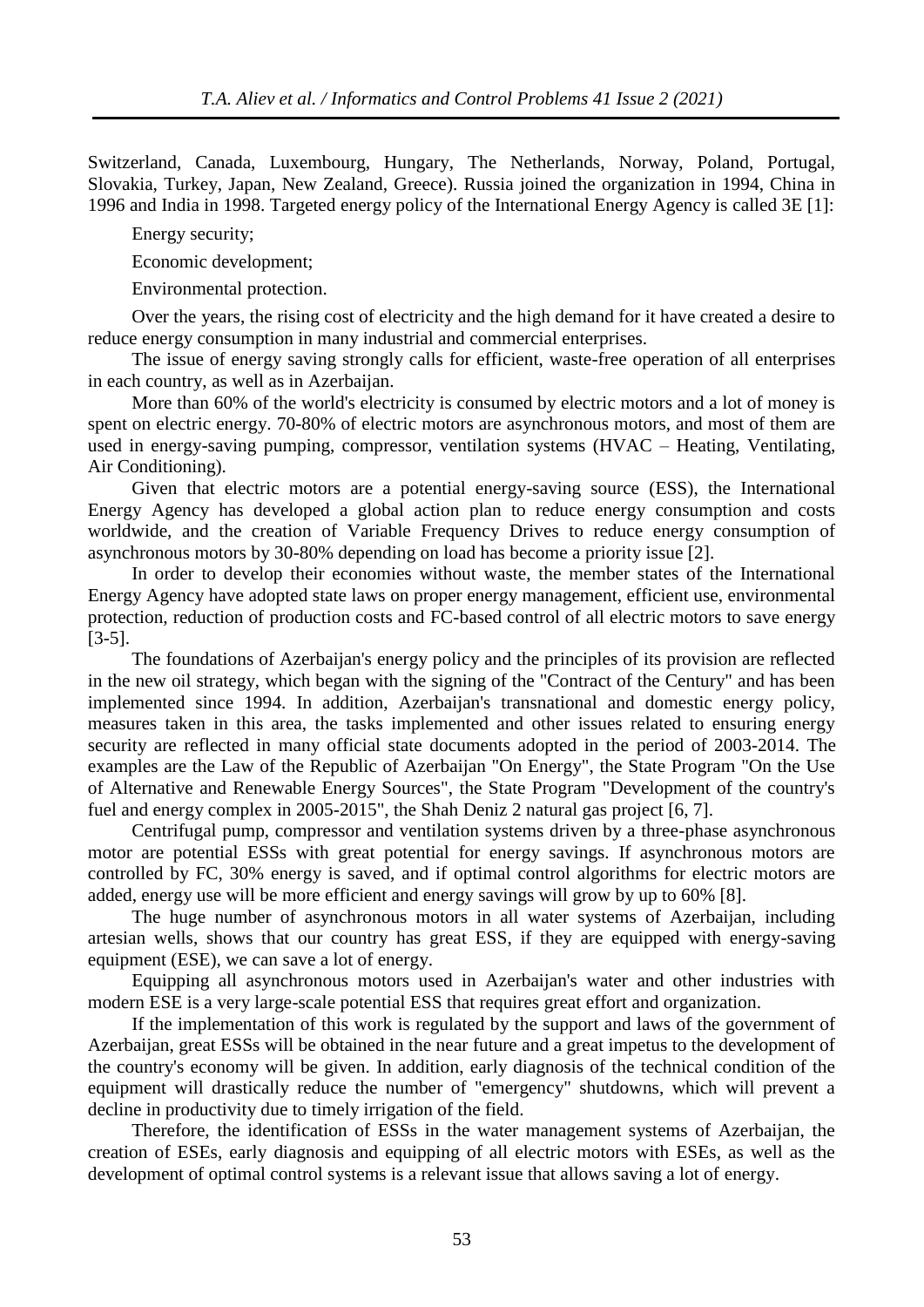Switzerland, Canada, Luxembourg, Hungary, The Netherlands, Norway, Poland, Portugal, Slovakia, Turkey, Japan, New Zealand, Greece). Russia joined the organization in 1994, China in 1996 and India in 1998. Targeted energy policy of the International Energy Agency is called 3E [1]:

Energy security;

Economic development;

Environmental protection.

Over the years, the rising cost of electricity and the high demand for it have created a desire to reduce energy consumption in many industrial and commercial enterprises.

The issue of energy saving strongly calls for efficient, waste-free operation of all enterprises in each country, as well as in Azerbaijan.

More than 60% of the world's electricity is consumed by electric motors and a lot of money is spent on electric energy. 70-80% of electric motors are asynchronous motors, and most of them are used in energy-saving pumping, compressor, ventilation systems (HVAC – Heating, Ventilating, Air Conditioning).

Given that electric motors are a potential energy-saving source (ESS), the International Energy Agency has developed a global action plan to reduce energy consumption and costs worldwide, and the creation of Variable Frequency Drives to reduce energy consumption of asynchronous motors by 30-80% depending on load has become a priority issue [2].

In order to develop their economies without waste, the member states of the International Energy Agency have adopted state laws on proper energy management, efficient use, environmental protection, reduction of production costs and FC-based control of all electric motors to save energy [3-5].

The foundations of Azerbaijan's energy policy and the principles of its provision are reflected in the new oil strategy, which began with the signing of the "Contract of the Century" and has been implemented since 1994. In addition, Azerbaijan's transnational and domestic energy policy, measures taken in this area, the tasks implemented and other issues related to ensuring energy security are reflected in many official state documents adopted in the period of 2003-2014. The examples are the Law of the Republic of Azerbaijan "On Energy", the State Program "On the Use of Alternative and Renewable Energy Sources", the State Program "Development of the country's fuel and energy complex in 2005-2015", the Shah Deniz 2 natural gas project [6, 7].

Centrifugal pump, compressor and ventilation systems driven by a three-phase asynchronous motor are potential ESSs with great potential for energy savings. If asynchronous motors are controlled by FC, 30% energy is saved, and if optimal control algorithms for electric motors are added, energy use will be more efficient and energy savings will grow by up to 60% [8].

The huge number of asynchronous motors in all water systems of Azerbaijan, including artesian wells, shows that our country has great ESS, if they are equipped with energy-saving equipment (ESE), we can save a lot of energy.

Equipping all asynchronous motors used in Azerbaijan's water and other industries with modern ESE is a very large-scale potential ESS that requires great effort and organization.

If the implementation of this work is regulated by the support and laws of the government of Azerbaijan, great ESSs will be obtained in the near future and a great impetus to the development of the country's economy will be given. In addition, early diagnosis of the technical condition of the equipment will drastically reduce the number of "emergency" shutdowns, which will prevent a decline in productivity due to timely irrigation of the field.

Therefore, the identification of ESSs in the water management systems of Azerbaijan, the creation of ESEs, early diagnosis and equipping of all electric motors with ESEs, as well as the development of optimal control systems is a relevant issue that allows saving a lot of energy.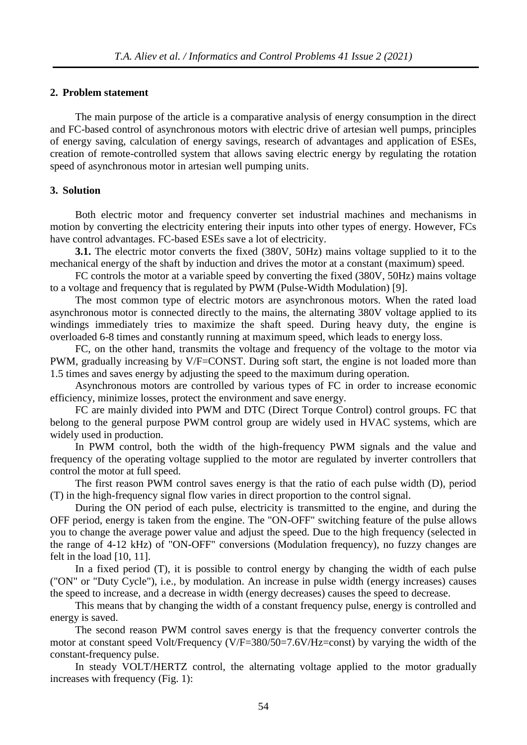## 2. Problem statement

The main purpose of the article is a comparative analysis of energy consumption in the direct and FC-based control of asynchronous motors with electric drive of artesian well pumps, principles of energy saving, calculation of energy savings, research of advantages and application of ESEs, creation of remote-controlled system that allows saving electric energy by regulating the rotation speed of asynchronous motor in artesian well pumping units.

## 3. Solution

Both electric motor and frequency converter set industrial machines and mechanisms in motion by converting the electricity entering their inputs into other types of energy. However, FCs have control advantages. FC-based ESEs save a lot of electricity.

**3.1.** The electric motor converts the fixed (380V, 50Hz) mains voltage supplied to it to the mechanical energy of the shaft by induction and drives the motor at a constant (maximum) speed.

FC controls the motor at a variable speed by converting the fixed (380V, 50Hz) mains voltage to a voltage and frequency that is regulated by PWM (Pulse-Width Modulation) [9].

The most common type of electric motors are asynchronous motors. When the rated load asynchronous motor is connected directly to the mains, the alternating 380V voltage applied to its windings immediately tries to maximize the shaft speed. During heavy duty, the engine is overloaded 6-8 times and constantly running at maximum speed, which leads to energy loss.

FC, on the other hand, transmits the voltage and frequency of the voltage to the motor via PWM, gradually increasing by V/F=CONST. During soft start, the engine is not loaded more than 1.5 times and saves energy by adjusting the speed to the maximum during operation.

Asynchronous motors are controlled by various types of FC in order to increase economic efficiency, minimize losses, protect the environment and save energy.

FC are mainly divided into PWM and DTC (Direct Torque Control) control groups. FC that belong to the general purpose PWM control group are widely used in HVAC systems, which are widely used in production.

In PWM control, both the width of the high-frequency PWM signals and the value and frequency of the operating voltage supplied to the motor are regulated by inverter controllers that control the motor at full speed.

The first reason PWM control saves energy is that the ratio of each pulse width (D), period (T) in the high-frequency signal flow varies in direct proportion to the control signal.

During the ON period of each pulse, electricity is transmitted to the engine, and during the OFF period, energy is taken from the engine. The "ON-OFF" switching feature of the pulse allows you to change the average power value and adjust the speed. Due to the high frequency (selected in the range of 4-12 kHz) of "ON-OFF" conversions (Modulation frequency), no fuzzy changes are felt in the load [10, 11].

In a fixed period (T), it is possible to control energy by changing the width of each pulse ("ON" or "Duty Cycle"), i.e., by modulation. An increase in pulse width (energy increases) causes the speed to increase, and a decrease in width (energy decreases) causes the speed to decrease.

This means that by changing the width of a constant frequency pulse, energy is controlled and energy is saved.

The second reason PWM control saves energy is that the frequency converter controls the motor at constant speed Volt/Frequency (V/F=380/50=7.6V/Hz=const) by varying the width of the constant-frequency pulse.

In steady VOLT/HERTZ control, the alternating voltage applied to the motor gradually increases with frequency (Fig. 1):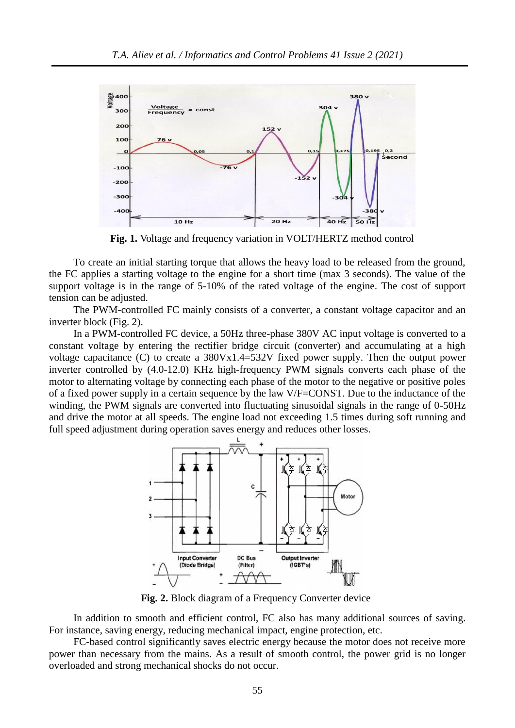**Fig. 1.** Voltage and frequency variation in VOLT/HERTZ method control

To create an initial starting torque that allows the heavy load to be released from the ground, the FC applies a starting voltage to the engine for a short time (max 3 seconds). The value of the support voltage is in the range of 5-10% of the rated voltage of the engine. The cost of support tension can be adjusted.

The PWM-controlled FC mainly consists of a converter, a constant voltage capacitor and an inverter block (Fig. 2).

In a PWM-controlled FC device, a 50Hz three-phase 380V AC input voltage is converted to a constant voltage by entering the rectifier bridge circuit (converter) and accumulating at a high voltage capacitance (C) to create a 380Vx1.4=532V fixed power supply. Then the output power inverter controlled by (4.0-12.0) KHz high-frequency PWM signals converts each phase of the motor to alternating voltage by connecting each phase of the motor to the negative or positive poles of a fixed power supply in a certain sequence by the law V/F=CONST. Due to the inductance of the winding, the PWM signals are converted into fluctuating sinusoidal signals in the range of 0-50Hz and drive the motor at all speeds. The engine load not exceeding 1.5 times during soft running and full speed adjustment during operation saves energy and reduces other losses.

**Fig. 2.** Block diagram of a Frequency Converter device

In addition to smooth and efficient control, FC also has many additional sources of saving. For instance, saving energy, reducing mechanical impact, engine protection, etc.

FC-based control significantly saves electric energy because the motor does not receive more power than necessary from the mains. As a result of smooth control, the power grid is no longer overloaded and strong mechanical shocks do not occur.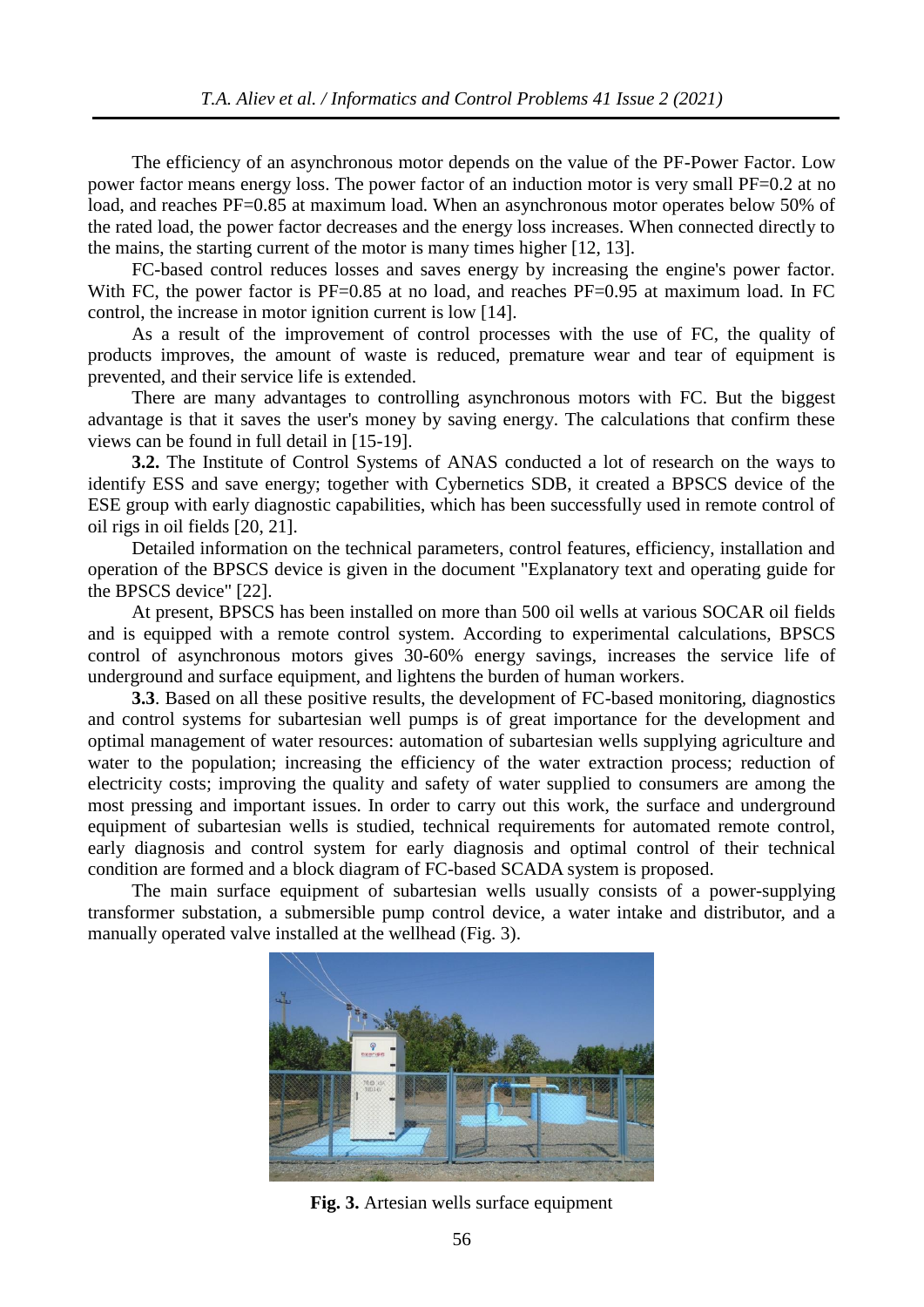The efficiency of an asynchronous motor depends on the value of the PF-Power Factor. Low power factor means energy loss. The power factor of an induction motor is very small PF=0.2 at no load, and reaches PF=0.85 at maximum load. When an asynchronous motor operates below 50% of the rated load, the power factor decreases and the energy loss increases. When connected directly to the mains, the starting current of the motor is many times higher [12, 13].

FC-based control reduces losses and saves energy by increasing the engine's power factor. With FC, the power factor is PF=0.85 at no load, and reaches PF=0.95 at maximum load. In FC control, the increase in motor ignition current is low [14].

As a result of the improvement of control processes with the use of FC, the quality of products improves, the amount of waste is reduced, premature wear and tear of equipment is prevented, and their service life is extended.

There are many advantages to controlling asynchronous motors with FC. But the biggest advantage is that it saves the user's money by saving energy. The calculations that confirm these views can be found in full detail in [15-19].

**3.2.** The Institute of Control Systems of ANAS conducted a lot of research on the ways to identify ESS and save energy; together with Cybernetics SDB, it created a BPSCS device of the ESE group with early diagnostic capabilities, which has been successfully used in remote control of oil rigs in oil fields [20, 21].

Detailed information on the technical parameters, control features, efficiency, installation and operation of the BPSCS device is given in the document "Explanatory text and operating guide for the BPSCS device" [22].

At present, BPSCS has been installed on more than 500 oil wells at various SOCAR oil fields and is equipped with a remote control system. According to experimental calculations, BPSCS control of asynchronous motors gives 30-60% energy savings, increases the service life of underground and surface equipment, and lightens the burden of human workers.

**3.3**. Based on all these positive results, the development of FC-based monitoring, diagnostics and control systems for subartesian well pumps is of great importance for the development and optimal management of water resources: automation of subartesian wells supplying agriculture and water to the population; increasing the efficiency of the water extraction process; reduction of electricity costs; improving the quality and safety of water supplied to consumers are among the most pressing and important issues. In order to carry out this work, the surface and underground equipment of subartesian wells is studied, technical requirements for automated remote control, early diagnosis and control system for early diagnosis and optimal control of their technical condition are formed and a block diagram of FC-based SCADA system is proposed.

The main surface equipment of subartesian wells usually consists of a power-supplying transformer substation, a submersible pump control device, a water intake and distributor, and a manually operated valve installed at the wellhead (Fig. 3).

**Fig. 3.** Artesian wells surface equipment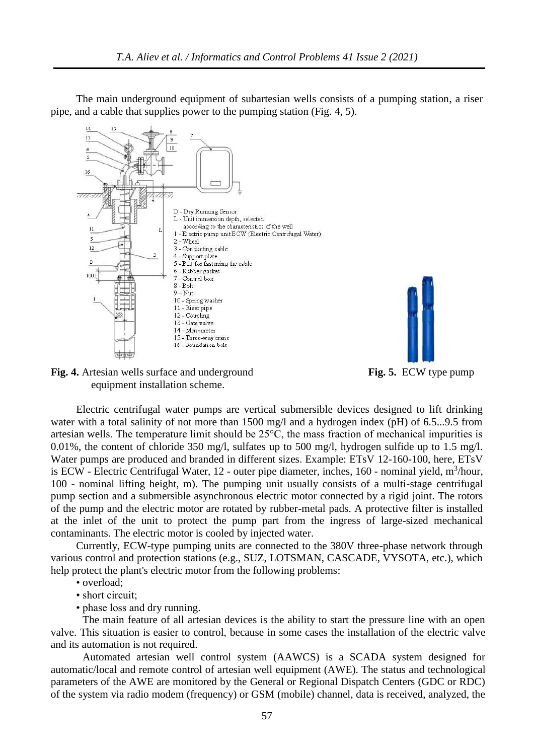The main underground equipment of subartesian wells consists of a pumping station, a riser pipe, and a cable that supplies power to the pumping station (Fig. 4, 5).

D - Dry Running Sensor
L - Unit immersion depth, selected according to the characteristics of the well.
1 - Electric pump unit ECW (Electric Centrifugal Water)
2 - Wheel
3 - Conducting cable
4 - Support plate
5 - Belt for fastening the cable
6 - Rubber gasket
7 - Control box
8 - Bolt
9 – Nut
10 - Spring washer
11 - Riser pipe
12 - Coupling
13 - Gate valve
14 - Manometer
15 - Three-way crane
16 - Foundation bolt

**Fig. 4.** Artesian wells surface and underground equipment installation scheme.

**Fig. 5.** ECW type pump

Electric centrifugal water pumps are vertical submersible devices designed to lift drinking water with a total salinity of not more than 1500 mg/l and a hydrogen index (pH) of 6.5...9.5 from artesian wells. The temperature limit should be 25°C, the mass fraction of mechanical impurities is 0.01%, the content of chloride 350 mg/l, sulfates up to 500 mg/l, hydrogen sulfide up to 1.5 mg/l. Water pumps are produced and branded in different sizes. Example: ETsV 12-160-100, here, ETsV is ECW - Electric Centrifugal Water, 12 - outer pipe diameter, inches, 160 - nominal yield, $m^3$/hour, 100 - nominal lifting height, m). The pumping unit usually consists of a multi-stage centrifugal pump section and a submersible asynchronous electric motor connected by a rigid joint. The rotors of the pump and the electric motor are rotated by rubber-metal pads. A protective filter is installed at the inlet of the unit to protect the pump part from the ingress of large-sized mechanical contaminants. The electric motor is cooled by injected water.

Currently, ECW-type pumping units are connected to the 380V three-phase network through various control and protection stations (e.g., SUZ, LOTSMAN, CASCADE, VYSOTA, etc.), which help protect the plant's electric motor from the following problems:

- overload;
- short circuit;
- phase loss and dry running.

The main feature of all artesian devices is the ability to start the pressure line with an open valve. This situation is easier to control, because in some cases the installation of the electric valve and its automation is not required.

Automated artesian well control system (AAWCS) is a SCADA system designed for automatic/local and remote control of artesian well equipment (AWE). The status and technological parameters of the AWE are monitored by the General or Regional Dispatch Centers (GDC or RDC) of the system via radio modem (frequency) or GSM (mobile) channel, data is received, analyzed, the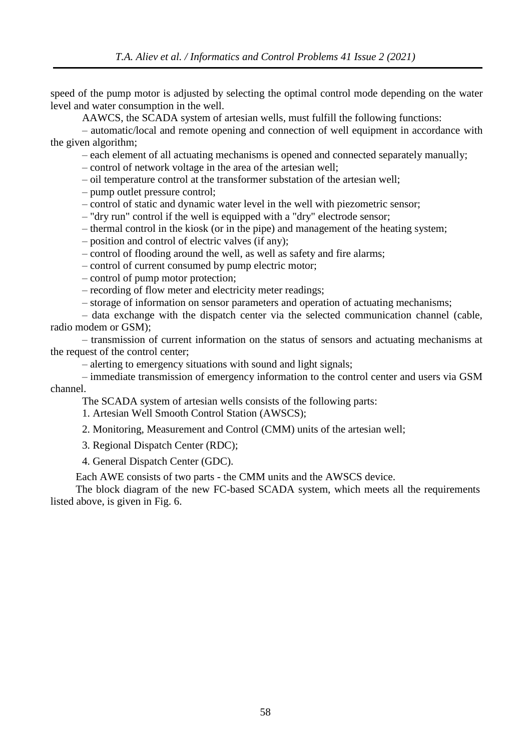speed of the pump motor is adjusted by selecting the optimal control mode depending on the water level and water consumption in the well.

AAWCS, the SCADA system of artesian wells, must fulfill the following functions:

– automatic/local and remote opening and connection of well equipment in accordance with the given algorithm;

– each element of all actuating mechanisms is opened and connected separately manually;

– control of network voltage in the area of the artesian well;

– oil temperature control at the transformer substation of the artesian well;

– pump outlet pressure control;

– control of static and dynamic water level in the well with piezometric sensor;

– "dry run" control if the well is equipped with a "dry" electrode sensor;

– thermal control in the kiosk (or in the pipe) and management of the heating system;

– position and control of electric valves (if any);

– control of flooding around the well, as well as safety and fire alarms;

– control of current consumed by pump electric motor;

– control of pump motor protection;

– recording of flow meter and electricity meter readings;

– storage of information on sensor parameters and operation of actuating mechanisms;

– data exchange with the dispatch center via the selected communication channel (cable, radio modem or GSM);

– transmission of current information on the status of sensors and actuating mechanisms at the request of the control center;

– alerting to emergency situations with sound and light signals;

– immediate transmission of emergency information to the control center and users via GSM channel.

The SCADA system of artesian wells consists of the following parts:

1. Artesian Well Smooth Control Station (AWSCS);
2. Monitoring, Measurement and Control (CMM) units of the artesian well;
3. Regional Dispatch Center (RDC);
4. General Dispatch Center (GDC).

Each AWE consists of two parts - the CMM units and the AWSCS device.

The block diagram of the new FC-based SCADA system, which meets all the requirements listed above, is given in Fig. 6.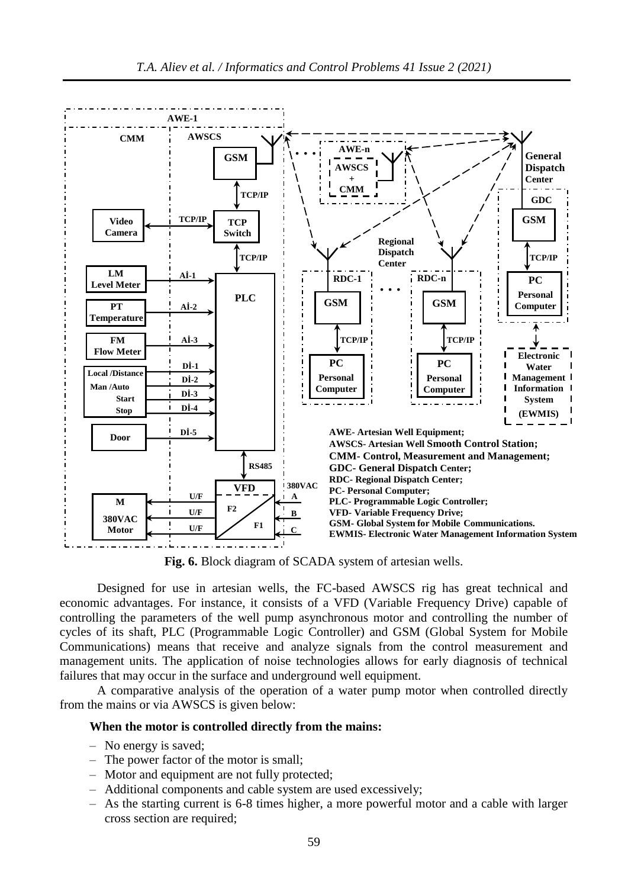**Fig. 6.** Block diagram of SCADA system of artesian wells.

Designed for use in artesian wells, the FC-based AWSCS rig has great technical and economic advantages. For instance, it consists of a VFD (Variable Frequency Drive) capable of controlling the parameters of the well pump asynchronous motor and controlling the number of cycles of its shaft, PLC (Programmable Logic Controller) and GSM (Global System for Mobile Communications) means that receive and analyze signals from the control measurement and management units. The application of noise technologies allows for early diagnosis of technical failures that may occur in the surface and underground well equipment.

A comparative analysis of the operation of a water pump motor when controlled directly from the mains or via AWSCS is given below:

**When the motor is controlled directly from the mains:**

- No energy is saved;
- The power factor of the motor is small;
- Motor and equipment are not fully protected;
- Additional components and cable system are used excessively;
- As the starting current is 6-8 times higher, a more powerful motor and a cable with larger cross section are required;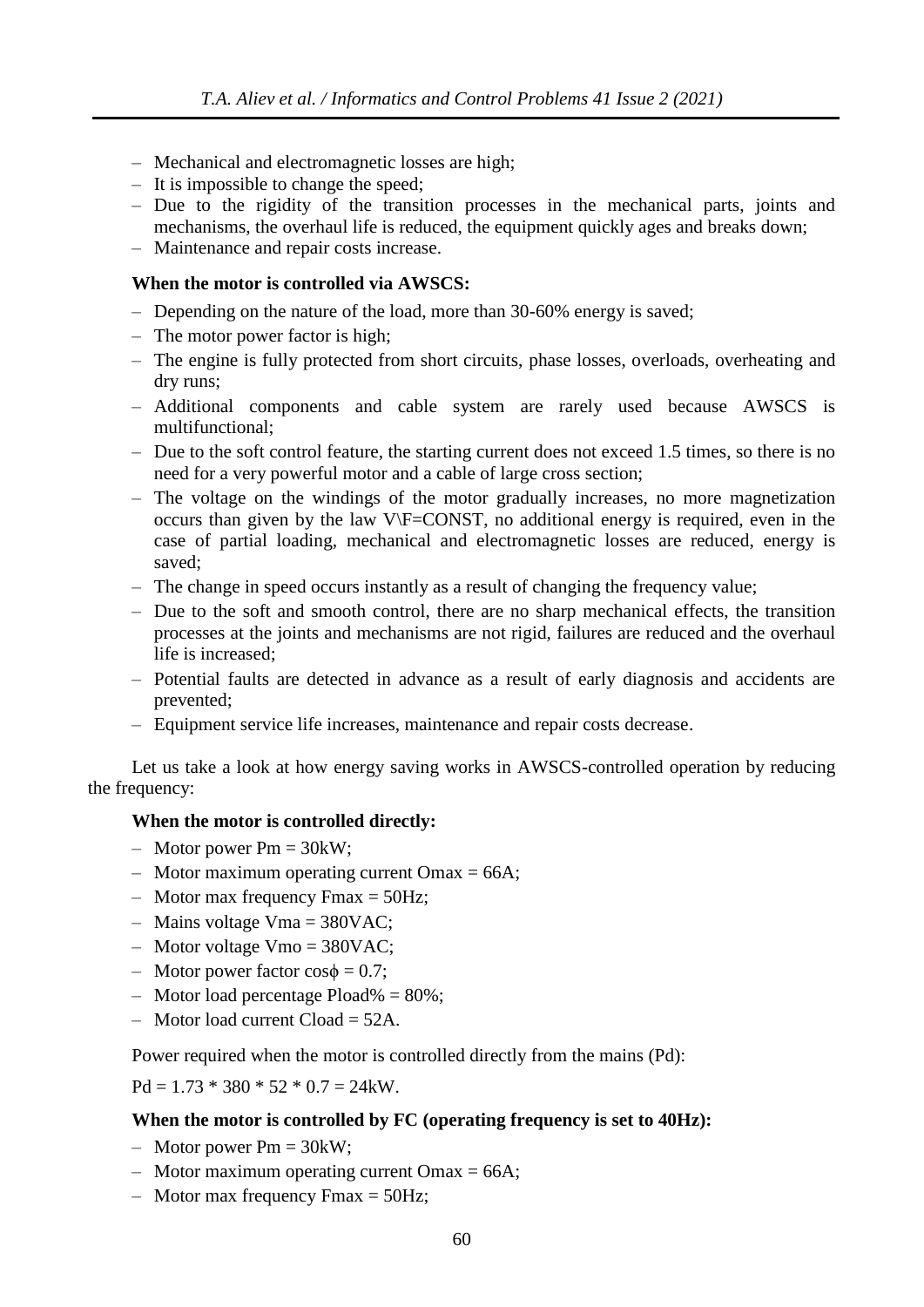- Mechanical and electromagnetic losses are high;
- It is impossible to change the speed;
- Due to the rigidity of the transition processes in the mechanical parts, joints and mechanisms, the overhaul life is reduced, the equipment quickly ages and breaks down;
- Maintenance and repair costs increase.

**When the motor is controlled via AWSCS:**

- Depending on the nature of the load, more than 30-60% energy is saved;
- The motor power factor is high;
- The engine is fully protected from short circuits, phase losses, overloads, overheating and dry runs;
- Additional components and cable system are rarely used because AWSCS is multifunctional;
- Due to the soft control feature, the starting current does not exceed 1.5 times, so there is no need for a very powerful motor and a cable of large cross section;
- The voltage on the windings of the motor gradually increases, no more magnetization occurs than given by the law V\F=CONST, no additional energy is required, even in the case of partial loading, mechanical and electromagnetic losses are reduced, energy is saved;
- The change in speed occurs instantly as a result of changing the frequency value;
- Due to the soft and smooth control, there are no sharp mechanical effects, the transition processes at the joints and mechanisms are not rigid, failures are reduced and the overhaul life is increased;
- Potential faults are detected in advance as a result of early diagnosis and accidents are prevented;
- Equipment service life increases, maintenance and repair costs decrease.

Let us take a look at how energy saving works in AWSCS-controlled operation by reducing the frequency:

**When the motor is controlled directly:**

- Motor power Pm = 30kW;
- Motor maximum operating current Omax = 66A;
- Motor max frequency Fmax = 50Hz;
- Mains voltage Vma = 380VAC;
- Motor voltage Vmo = 380VAC;
- Motor power factor $\cos\phi = 0.7$;
- Motor load percentage Pload% = 80%;
- Motor load current Cload = 52A.

Power required when the motor is controlled directly from the mains (Pd):

$Pd = 1.73 * 380 * 52 * 0.7 = 24kW$.

**When the motor is controlled by FC (operating frequency is set to 40Hz):**

- Motor power Pm = 30kW;
- Motor maximum operating current Omax = 66A;
- Motor max frequency Fmax = 50Hz;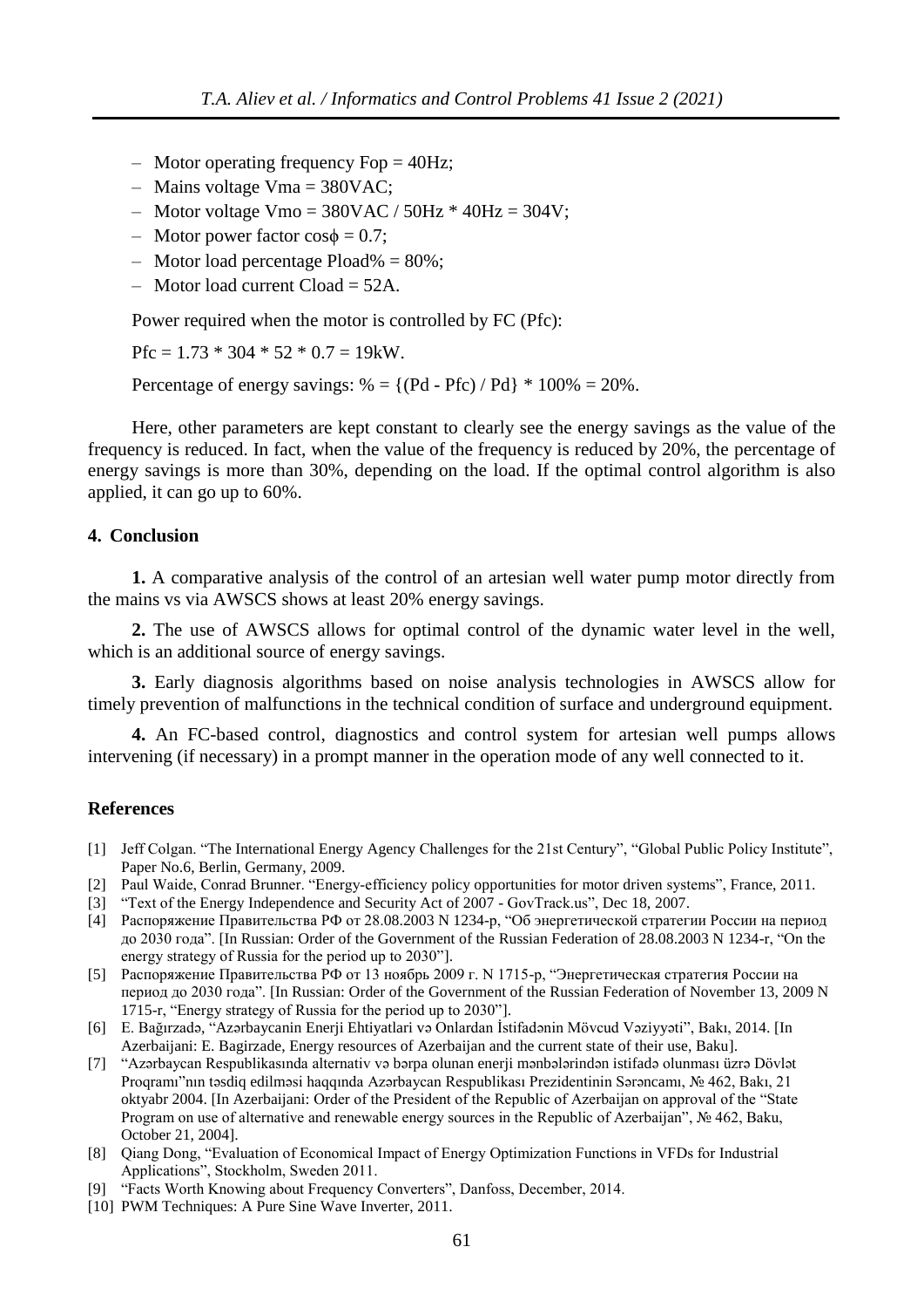- Motor operating frequency Fop = 40Hz;
- Mains voltage Vma = 380VAC;
- Motor voltage Vmo = 380VAC / 50Hz * 40Hz = 304V;
- Motor power factor $\cos\phi = 0.7$;
- Motor load percentage Pload% = 80%;
- Motor load current Cload = 52A.

Power required when the motor is controlled by FC (Pfc):

Pfc = 1.73 * 304 * 52 * 0.7 = 19kW.

Percentage of energy savings: % = {(Pd - Pfc) / Pd} * 100% = 20%.

Here, other parameters are kept constant to clearly see the energy savings as the value of the frequency is reduced. In fact, when the value of the frequency is reduced by 20%, the percentage of energy savings is more than 30%, depending on the load. If the optimal control algorithm is also applied, it can go up to 60%.

## 4. Conclusion

**1.** A comparative analysis of the control of an artesian well water pump motor directly from the mains vs via AWSCS shows at least 20% energy savings.

**2.** The use of AWSCS allows for optimal control of the dynamic water level in the well, which is an additional source of energy savings.

**3.** Early diagnosis algorithms based on noise analysis technologies in AWSCS allow for timely prevention of malfunctions in the technical condition of surface and underground equipment.

**4.** An FC-based control, diagnostics and control system for artesian well pumps allows intervening (if necessary) in a prompt manner in the operation mode of any well connected to it.

## References

[1] Jeff Colgan. "The International Energy Agency Challenges for the 21st Century", "Global Public Policy Institute", Paper No.6, Berlin, Germany, 2009.

[2] Paul Waide, Conrad Brunner. "Energy-efficiency policy opportunities for motor driven systems", France, 2011.

[3] "Text of the Energy Independence and Security Act of 2007 - GovTrack.us", Dec 18, 2007.

[4] Распоряжение Правительства РФ от 28.08.2003 N 1234-р, "Об энергетической стратегии России на период до 2030 года". [In Russian: Order of the Government of the Russian Federation of 28.08.2003 N 1234-r, "On the energy strategy of Russia for the period up to 2030"].

[5] Распоряжение Правительства РФ от 13 ноябрь 2009 г. N 1715-р, "Энергетическая стратегия России на период до 2030 года". [In Russian: Order of the Government of the Russian Federation of November 13, 2009 N 1715-r, "Energy strategy of Russia for the period up to 2030"].

[6] E. Bağırzadə, "Azərbaycanin Enerji Ehtiyatlari və Onlardan İstifadənin Mövcud Vəziyyəti", Bakı, 2014. [In Azerbaijani: E. Bagirzade, Energy resources of Azerbaijan and the current state of their use, Baku].

[7] "Azərbaycan Respublikasında alternativ və bərpa olunan enerji mənbələrindən istifadə olunması üzrə Dövlət Proqramı"nın təsdiq edilməsi haqqında Azərbaycan Respublikası Prezidentinin Sərəncamı, № 462, Bakı, 21 oktyabr 2004. [In Azerbaijani: Order of the President of the Republic of Azerbaijan on approval of the "State Program on use of alternative and renewable energy sources in the Republic of Azerbaijan", № 462, Baku, October 21, 2004].

[8] Qiang Dong, "Evaluation of Economical Impact of Energy Optimization Functions in VFDs for Industrial Applications", Stockholm, Sweden 2011.

[9] "Facts Worth Knowing about Frequency Converters", Danfoss, December, 2014.

[10] PWM Techniques: A Pure Sine Wave Inverter, 2011.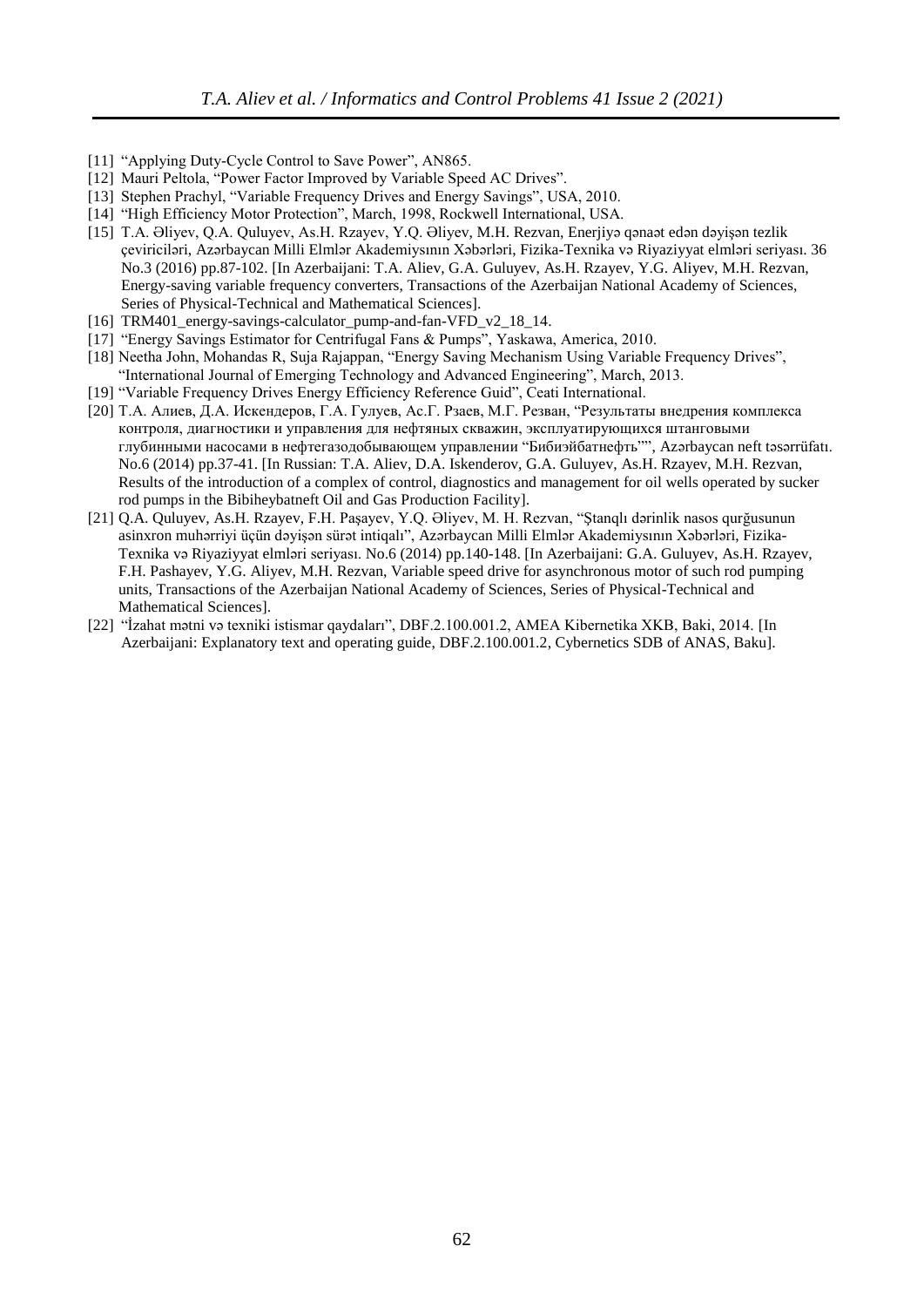[11] "Applying Duty-Cycle Control to Save Power", AN865.

[12] Mauri Peltola, "Power Factor Improved by Variable Speed AC Drives".

[13] Stephen Prachyl, "Variable Frequency Drives and Energy Savings", USA, 2010.

[14] "High Efficiency Motor Protection", March, 1998, Rockwell International, USA.

[15] T.A. Əliyev, Q.A. Quluyev, As.H. Rzayev, Y.Q. Əliyev, M.H. Rezvan, Enerjiyə qənaət edən dəyişən tezlik çeviriciləri, Azərbaycan Milli Elmlər Akademiysının Xəbərləri, Fizika-Texnika və Riyaziyyat elmləri seriyası. 36 No.3 (2016) pp.87-102. [In Azerbaijani: T.A. Aliev, G.A. Guluyev, As.H. Rzayev, Y.G. Aliyev, M.H. Rezvan, Energy-saving variable frequency converters, Transactions of the Azerbaijan National Academy of Sciences, Series of Physical-Technical and Mathematical Sciences].

[16] TRM401_energy-savings-calculator_pump-and-fan-VFD_v2_18_14.

[17] "Energy Savings Estimator for Centrifugal Fans & Pumps", Yaskawa, America, 2010.

[18] Neetha John, Mohandas R, Suja Rajappan, "Energy Saving Mechanism Using Variable Frequency Drives", "International Journal of Emerging Technology and Advanced Engineering", March, 2013.

[19] "Variable Frequency Drives Energy Efficiency Reference Guid", Ceati International.

[20] Т.А. Алиев, Д.А. Искендеров, Г.А. Гулуев, Ас.Г. Рзаев, М.Г. Резван, "Результаты внедрения комплекса контроля, диагностики и управления для нефтяных скважин, эксплуатирующихся штанговыми глубинными насосами в нефтегазодобывающем управлении "Бибиэйбатнефть"", Azərbaycan neft təsərrüfatı. No.6 (2014) pp.37-41. [In Russian: T.A. Aliev, D.A. Iskenderov, G.A. Guluyev, As.H. Rzayev, M.H. Rezvan, Results of the introduction of a complex of control, diagnostics and management for oil wells operated by sucker rod pumps in the Bibiheybatneft Oil and Gas Production Facility].

[21] Q.A. Quluyev, As.H. Rzayev, F.H. Paşayev, Y.Q. Əliyev, M. H. Rezvan, "Ştanqlı dərinlik nasos qurğusunun asinxron muhərriyi üçün dəyişən sürət intiqalı", Azərbaycan Milli Elmlər Akademiysının Xəbərləri, Fizika-Texnika və Riyaziyyat elmləri seriyası. No.6 (2014) pp.140-148. [In Azerbaijani: G.A. Guluyev, As.H. Rzayev, F.H. Pashayev, Y.G. Aliyev, M.H. Rezvan, Variable speed drive for asynchronous motor of such rod pumping units, Transactions of the Azerbaijan National Academy of Sciences, Series of Physical-Technical and Mathematical Sciences].

[22] "İzahat mətni və texniki istismar qaydaları", DBF.2.100.001.2, AMEA Kibernetika XKB, Baki, 2014. [In Azerbaijani: Explanatory text and operating guide, DBF.2.100.001.2, Cybernetics SDB of ANAS, Baku].